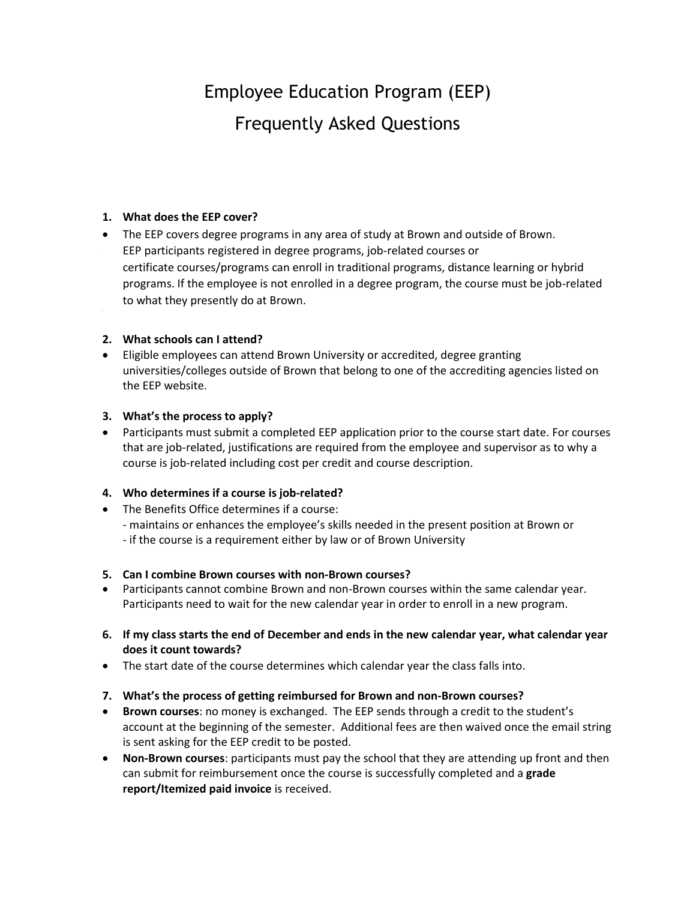# Employee Education Program (EEP)

# Frequently Asked Questions

1. **What does the EEP cover?**

- The EEP covers degree programs in any area of study at Brown and outside of Brown. EEP participants registered in degree programs, job-related courses or certificate courses/programs can enroll in traditional programs, distance learning or hybrid programs. If the employee is not enrolled in a degree program, the course must be job-related to what they presently do at Brown.

2. **What schools can I attend?**

- Eligible employees can attend Brown University or accredited, degree granting universities/colleges outside of Brown that belong to one of the accrediting agencies listed on the EEP website.

3. **What's the process to apply?**

- Participants must submit a completed EEP application prior to the course start date. For courses that are job-related, justifications are required from the employee and supervisor as to why a course is job-related including cost per credit and course description.

4. **Who determines if a course is job-related?**

- The Benefits Office determines if a course:
  - maintains or enhances the employee's skills needed in the present position at Brown or
  - if the course is a requirement either by law or of Brown University

5. **Can I combine Brown courses with non-Brown courses?**

- Participants cannot combine Brown and non-Brown courses within the same calendar year. Participants need to wait for the new calendar year in order to enroll in a new program.

6. **If my class starts the end of December and ends in the new calendar year, what calendar year does it count towards?**

- The start date of the course determines which calendar year the class falls into.

7. **What's the process of getting reimbursed for Brown and non-Brown courses?**

- **Brown courses**: no money is exchanged. The EEP sends through a credit to the student's account at the beginning of the semester. Additional fees are then waived once the email string is sent asking for the EEP credit to be posted.
- **Non-Brown courses**: participants must pay the school that they are attending up front and then can submit for reimbursement once the course is successfully completed and a **grade report/Itemized paid invoice** is received.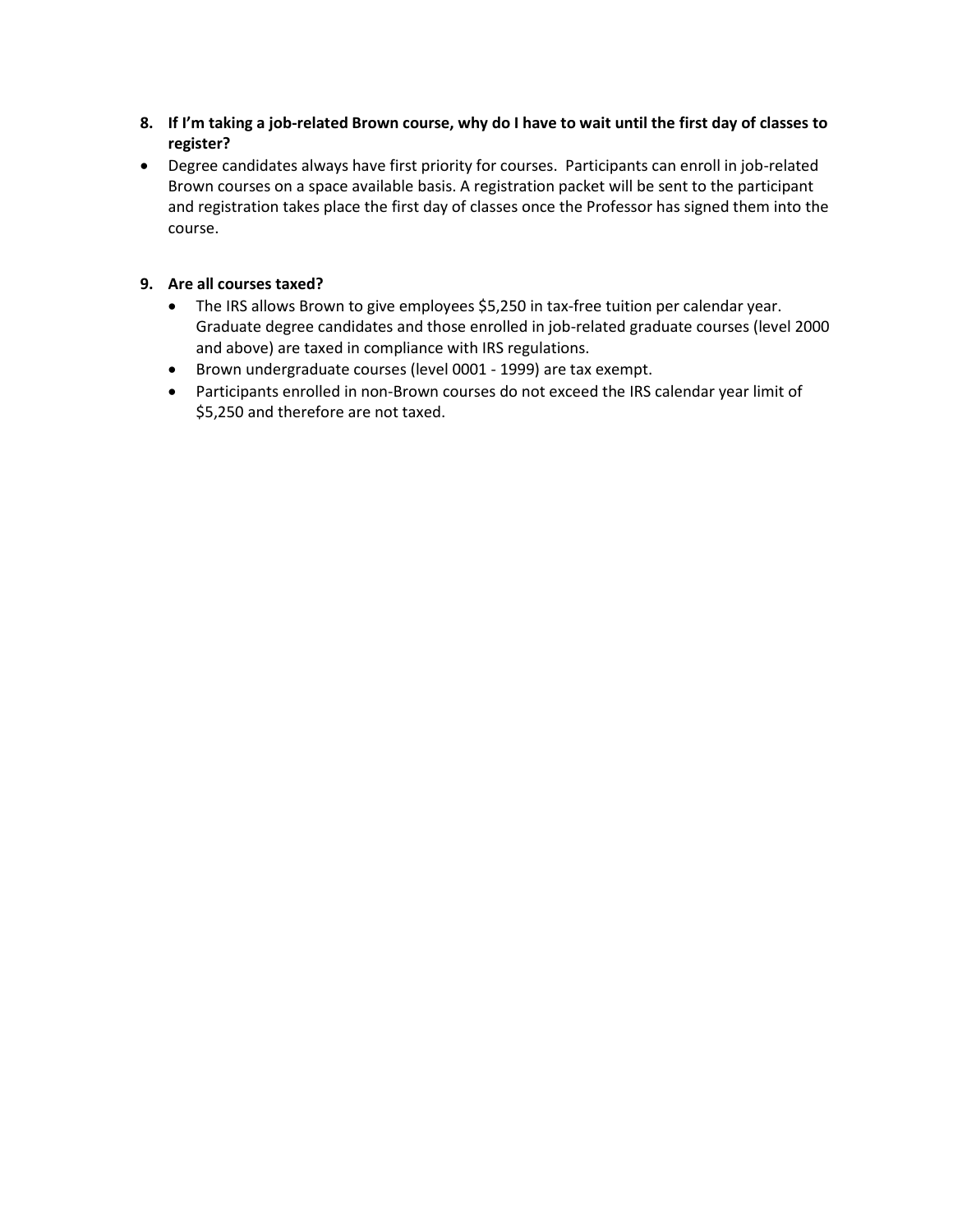8. **If I'm taking a job-related Brown course, why do I have to wait until the first day of classes to register?**

- Degree candidates always have first priority for courses. Participants can enroll in job-related Brown courses on a space available basis. A registration packet will be sent to the participant and registration takes place the first day of classes once the Professor has signed them into the course.

9. **Are all courses taxed?**
    - The IRS allows Brown to give employees $5,250 in tax-free tuition per calendar year. Graduate degree candidates and those enrolled in job-related graduate courses (level 2000 and above) are taxed in compliance with IRS regulations.
    - Brown undergraduate courses (level 0001 - 1999) are tax exempt.
    - Participants enrolled in non-Brown courses do not exceed the IRS calendar year limit of $5,250 and therefore are not taxed.